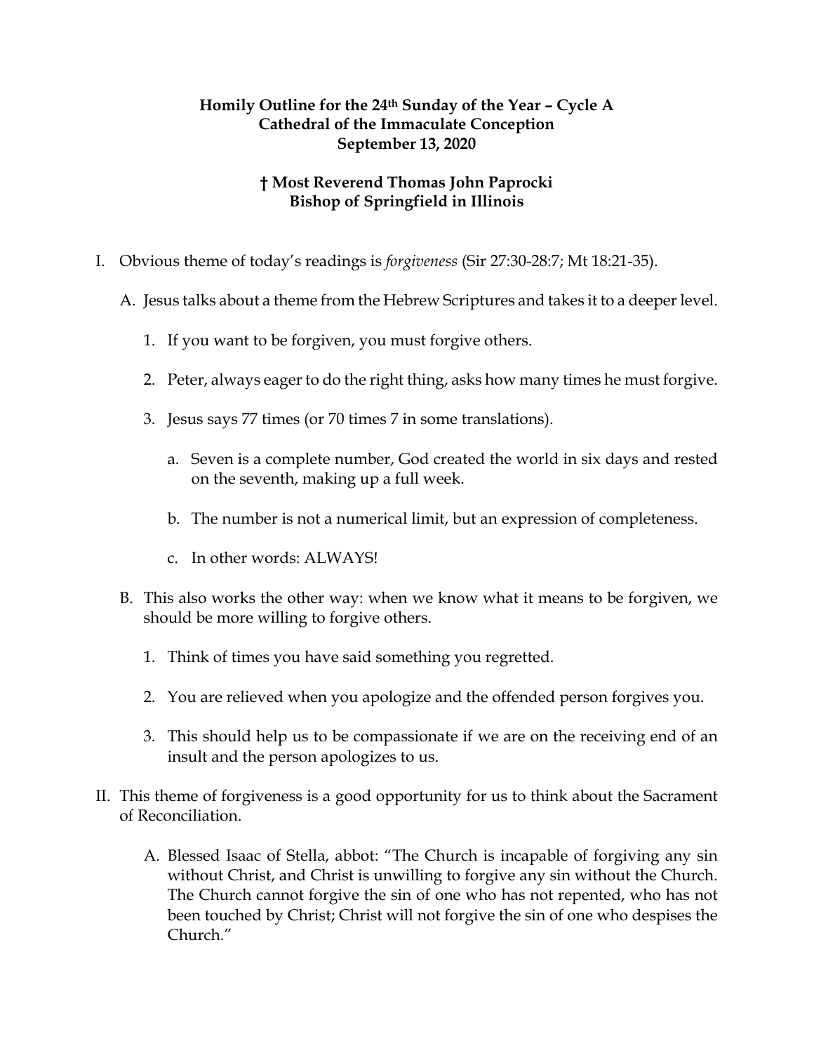**Homily Outline for the 24th Sunday of the Year – Cycle A**
**Cathedral of the Immaculate Conception**
**September 13, 2020**

**† Most Reverend Thomas John Paprocki**
**Bishop of Springfield in Illinois**

I. Obvious theme of today's readings is *forgiveness* (Sir 27:30-28:7; Mt 18:21-35).

   A. Jesus talks about a theme from the Hebrew Scriptures and takes it to a deeper level.

      1. If you want to be forgiven, you must forgive others.

      2. Peter, always eager to do the right thing, asks how many times he must forgive.

      3. Jesus says 77 times (or 70 times 7 in some translations).

         a. Seven is a complete number, God created the world in six days and rested on the seventh, making up a full week.

         b. The number is not a numerical limit, but an expression of completeness.

         c. In other words: ALWAYS!

   B. This also works the other way: when we know what it means to be forgiven, we should be more willing to forgive others.

      1. Think of times you have said something you regretted.

      2. You are relieved when you apologize and the offended person forgives you.

      3. This should help us to be compassionate if we are on the receiving end of an insult and the person apologizes to us.

II. This theme of forgiveness is a good opportunity for us to think about the Sacrament of Reconciliation.

   A. Blessed Isaac of Stella, abbot: "The Church is incapable of forgiving any sin without Christ, and Christ is unwilling to forgive any sin without the Church. The Church cannot forgive the sin of one who has not repented, who has not been touched by Christ; Christ will not forgive the sin of one who despises the Church."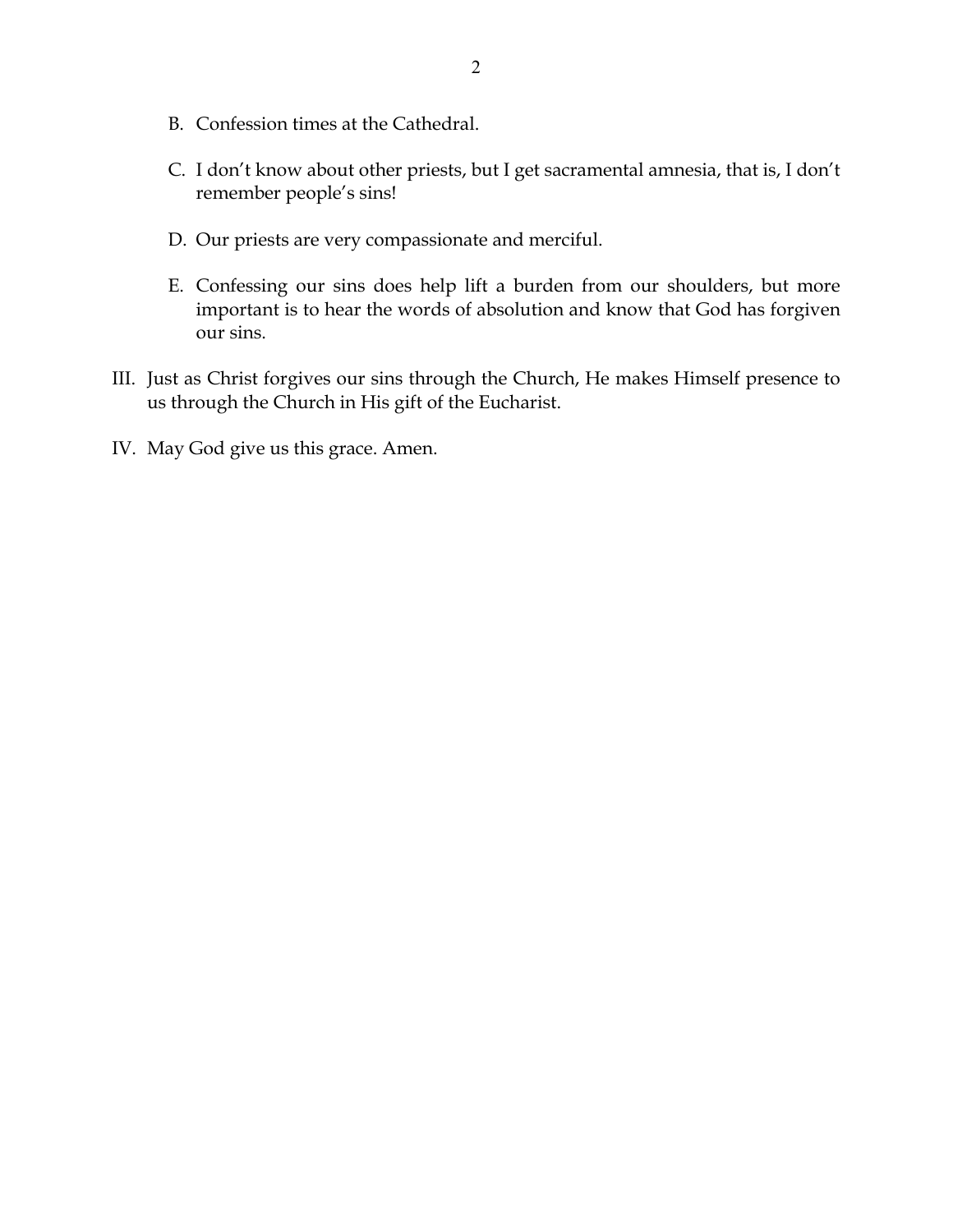B. Confession times at the Cathedral.

C. I don't know about other priests, but I get sacramental amnesia, that is, I don't remember people's sins!

D. Our priests are very compassionate and merciful.

E. Confessing our sins does help lift a burden from our shoulders, but more important is to hear the words of absolution and know that God has forgiven our sins.

III. Just as Christ forgives our sins through the Church, He makes Himself presence to us through the Church in His gift of the Eucharist.

IV. May God give us this grace. Amen.